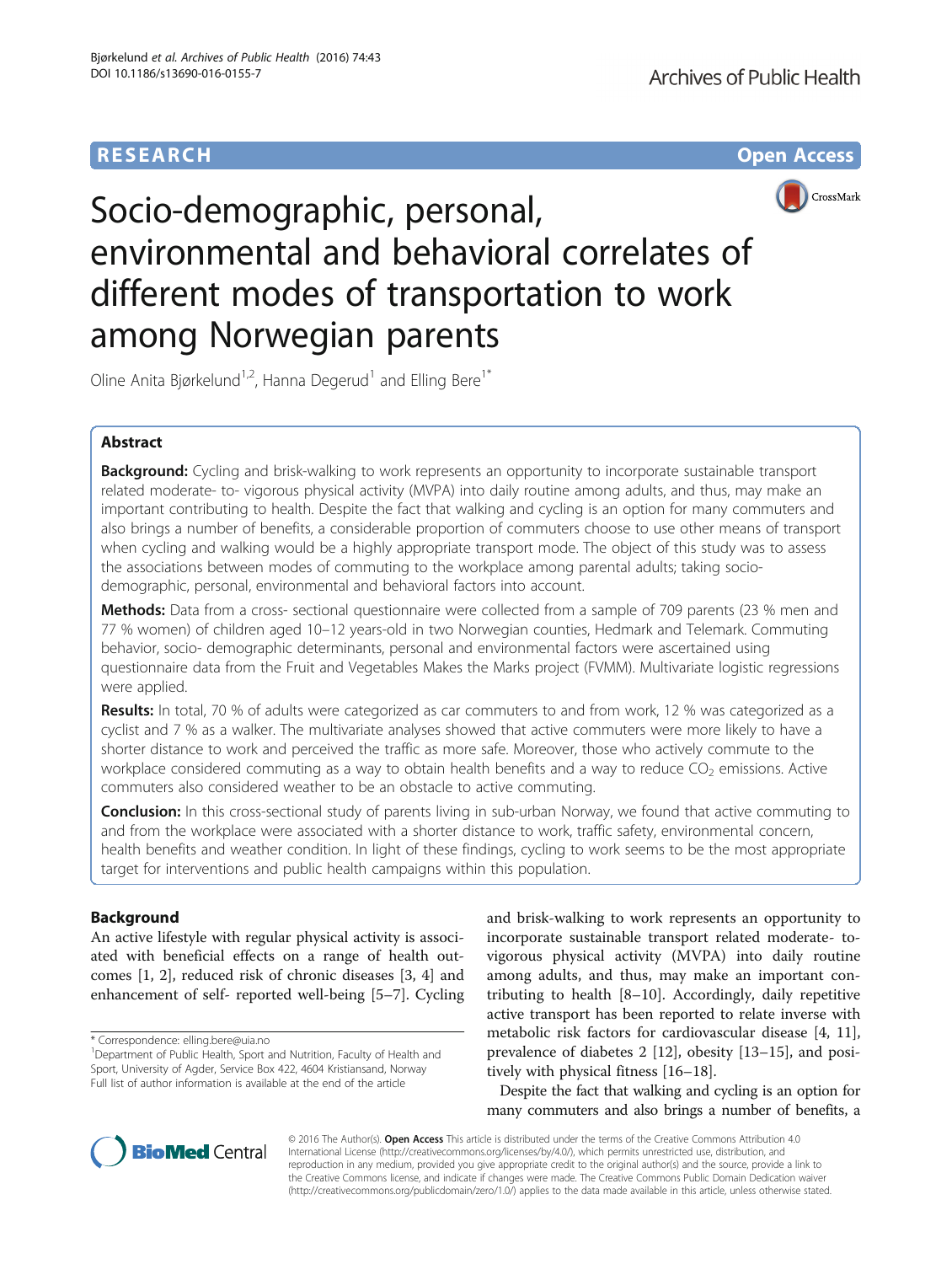RESEARCH

Open Access

# Socio-demographic, personal, environmental and behavioral correlates of different modes of transportation to work among Norwegian parents

Oline Anita Bjørkelund[1,2], Hanna Degerud[1] and Elling Bere[1*]

## Abstract

**Background:** Cycling and brisk-walking to work represents an opportunity to incorporate sustainable transport related moderate- to- vigorous physical activity (MVPA) into daily routine among adults, and thus, may make an important contributing to health. Despite the fact that walking and cycling is an option for many commuters and also brings a number of benefits, a considerable proportion of commuters choose to use other means of transport when cycling and walking would be a highly appropriate transport mode. The object of this study was to assess the associations between modes of commuting to the workplace among parental adults; taking socio-demographic, personal, environmental and behavioral factors into account.

**Methods:** Data from a cross- sectional questionnaire were collected from a sample of 709 parents (23 % men and 77 % women) of children aged 10–12 years-old in two Norwegian counties, Hedmark and Telemark. Commuting behavior, socio- demographic determinants, personal and environmental factors were ascertained using questionnaire data from the Fruit and Vegetables Makes the Marks project (FVMM). Multivariate logistic regressions were applied.

**Results:** In total, 70 % of adults were categorized as car commuters to and from work, 12 % was categorized as a cyclist and 7 % as a walker. The multivariate analyses showed that active commuters were more likely to have a shorter distance to work and perceived the traffic as more safe. Moreover, those who actively commute to the workplace considered commuting as a way to obtain health benefits and a way to reduce $CO_2$ emissions. Active commuters also considered weather to be an obstacle to active commuting.

**Conclusion:** In this cross-sectional study of parents living in sub-urban Norway, we found that active commuting to and from the workplace were associated with a shorter distance to work, traffic safety, environmental concern, health benefits and weather condition. In light of these findings, cycling to work seems to be the most appropriate target for interventions and public health campaigns within this population.

## Background

An active lifestyle with regular physical activity is associated with beneficial effects on a range of health outcomes [1, 2], reduced risk of chronic diseases [3, 4] and enhancement of self- reported well-being [5–7]. Cycling and brisk-walking to work represents an opportunity to incorporate sustainable transport related moderate- to- vigorous physical activity (MVPA) into daily routine among adults, and thus, may make an important contributing to health [8–10]. Accordingly, daily repetitive active transport has been reported to relate inverse with metabolic risk factors for cardiovascular disease [4, 11], prevalence of diabetes 2 [12], obesity [13–15], and positively with physical fitness [16–18].

Despite the fact that walking and cycling is an option for many commuters and also brings a number of benefits, a

\* Correspondence: elling.bere@uia.no

[1]Department of Public Health, Sport and Nutrition, Faculty of Health and Sport, University of Agder, Service Box 422, 4604 Kristiansand, Norway

Full list of author information is available at the end of the article

© 2016 The Author(s). **Open Access** This article is distributed under the terms of the Creative Commons Attribution 4.0 International License (http://creativecommons.org/licenses/by/4.0/), which permits unrestricted use, distribution, and reproduction in any medium, provided you give appropriate credit to the original author(s) and the source, provide a link to the Creative Commons license, and indicate if changes were made. The Creative Commons Public Domain Dedication waiver (http://creativecommons.org/publicdomain/zero/1.0/) applies to the data made available in this article, unless otherwise stated.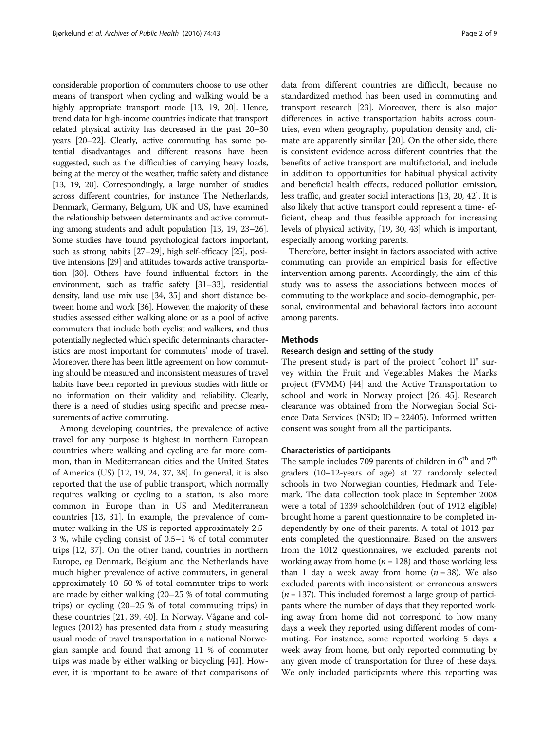considerable proportion of commuters choose to use other means of transport when cycling and walking would be a highly appropriate transport mode [13, 19, 20]. Hence, trend data for high-income countries indicate that transport related physical activity has decreased in the past 20–30 years [20–22]. Clearly, active commuting has some potential disadvantages and different reasons have been suggested, such as the difficulties of carrying heavy loads, being at the mercy of the weather, traffic safety and distance [13, 19, 20]. Correspondingly, a large number of studies across different countries, for instance The Netherlands, Denmark, Germany, Belgium, UK and US, have examined the relationship between determinants and active commuting among students and adult population [13, 19, 23–26]. Some studies have found psychological factors important, such as strong habits [27–29], high self-efficacy [25], positive intensions [29] and attitudes towards active transportation [30]. Others have found influential factors in the environment, such as traffic safety [31–33], residential density, land use mix use [34, 35] and short distance between home and work [36]. However, the majority of these studies assessed either walking alone or as a pool of active commuters that include both cyclist and walkers, and thus potentially neglected which specific determinants characteristics are most important for commuters' mode of travel. Moreover, there has been little agreement on how commuting should be measured and inconsistent measures of travel habits have been reported in previous studies with little or no information on their validity and reliability. Clearly, there is a need of studies using specific and precise measurements of active commuting.

Among developing countries, the prevalence of active travel for any purpose is highest in northern European countries where walking and cycling are far more common, than in Mediterranean cities and the United States of America (US) [12, 19, 24, 37, 38]. In general, it is also reported that the use of public transport, which normally requires walking or cycling to a station, is also more common in Europe than in US and Mediterranean countries [13, 31]. In example, the prevalence of commuter walking in the US is reported approximately 2.5–3 %, while cycling consist of 0.5–1 % of total commuter trips [12, 37]. On the other hand, countries in northern Europe, eg Denmark, Belgium and the Netherlands have much higher prevalence of active commuters, in general approximately 40–50 % of total commuter trips to work are made by either walking (20–25 % of total commuting trips) or cycling (20–25 % of total commuting trips) in these countries [21, 39, 40]. In Norway, Vågane and collegues (2012) has presented data from a study measuring usual mode of travel transportation in a national Norwegian sample and found that among 11 % of commuter trips was made by either walking or bicycling [41]. However, it is important to be aware of that comparisons of data from different countries are difficult, because no standardized method has been used in commuting and transport research [23]. Moreover, there is also major differences in active transportation habits across countries, even when geography, population density and, climate are apparently similar [20]. On the other side, there is consistent evidence across different countries that the benefits of active transport are multifactorial, and include in addition to opportunities for habitual physical activity and beneficial health effects, reduced pollution emission, less traffic, and greater social interactions [13, 20, 42]. It is also likely that active transport could represent a time-efficient, cheap and thus feasible approach for increasing levels of physical activity, [19, 30, 43] which is important, especially among working parents.

Therefore, better insight in factors associated with active commuting can provide an empirical basis for effective intervention among parents. Accordingly, the aim of this study was to assess the associations between modes of commuting to the workplace and socio-demographic, personal, environmental and behavioral factors into account among parents.

## Methods

### Research design and setting of the study

The present study is part of the project "cohort II" survey within the Fruit and Vegetables Makes the Marks project (FVMM) [44] and the Active Transportation to school and work in Norway project [26, 45]. Research clearance was obtained from the Norwegian Social Science Data Services (NSD; ID = 22405). Informed written consent was sought from all the participants.

### Characteristics of participants

The sample includes 709 parents of children in 6th and 7th graders (10–12-years of age) at 27 randomly selected schools in two Norwegian counties, Hedmark and Telemark. The data collection took place in September 2008 were a total of 1339 schoolchildren (out of 1912 eligible) brought home a parent questionnaire to be completed independently by one of their parents. A total of 1012 parents completed the questionnaire. Based on the answers from the 1012 questionnaires, we excluded parents not working away from home (*n* = 128) and those working less than 1 day a week away from home (*n* = 38). We also excluded parents with inconsistent or erroneous answers (*n* = 137). This included foremost a large group of participants where the number of days that they reported working away from home did not correspond to how many days a week they reported using different modes of commuting. For instance, some reported working 5 days a week away from home, but only reported commuting by any given mode of transportation for three of these days. We only included participants where this reporting was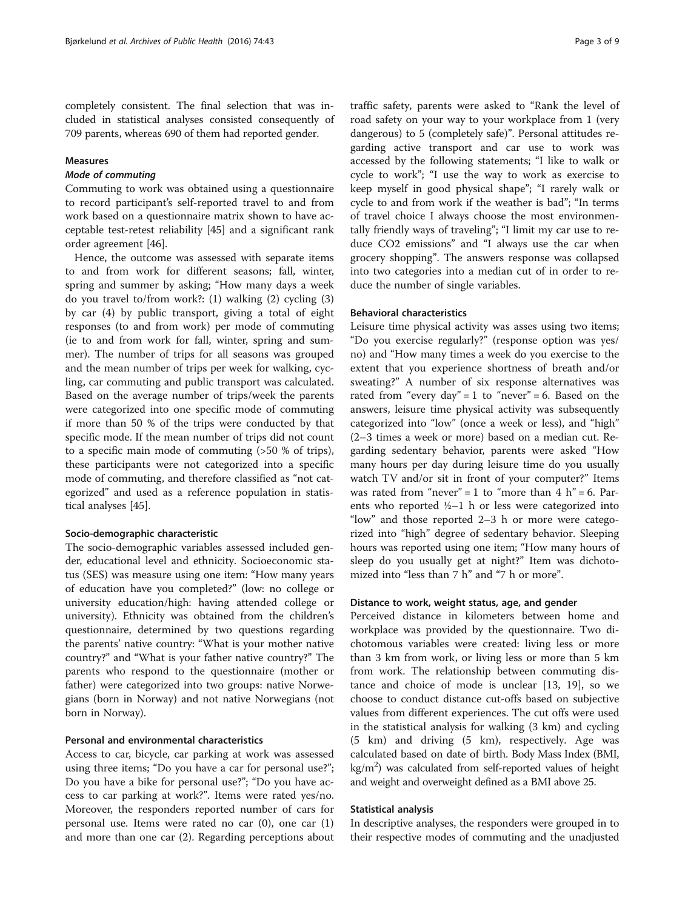completely consistent. The final selection that was included in statistical analyses consisted consequently of 709 parents, whereas 690 of them had reported gender.

## Measures

### *Mode of commuting*

Commuting to work was obtained using a questionnaire to record participant's self-reported travel to and from work based on a questionnaire matrix shown to have acceptable test-retest reliability [45] and a significant rank order agreement [46].

Hence, the outcome was assessed with separate items to and from work for different seasons; fall, winter, spring and summer by asking; "How many days a week do you travel to/from work?: (1) walking (2) cycling (3) by car (4) by public transport, giving a total of eight responses (to and from work) per mode of commuting (ie to and from work for fall, winter, spring and summer). The number of trips for all seasons was grouped and the mean number of trips per week for walking, cycling, car commuting and public transport was calculated. Based on the average number of trips/week the parents were categorized into one specific mode of commuting if more than 50 % of the trips were conducted by that specific mode. If the mean number of trips did not count to a specific main mode of commuting (>50 % of trips), these participants were not categorized into a specific mode of commuting, and therefore classified as "not categorized" and used as a reference population in statistical analyses [45].

### Socio-demographic characteristic

The socio-demographic variables assessed included gender, educational level and ethnicity. Socioeconomic status (SES) was measure using one item: "How many years of education have you completed?" (low: no college or university education/high: having attended college or university). Ethnicity was obtained from the children's questionnaire, determined by two questions regarding the parents' native country: "What is your mother native country?" and "What is your father native country?" The parents who respond to the questionnaire (mother or father) were categorized into two groups: native Norwegians (born in Norway) and not native Norwegians (not born in Norway).

### Personal and environmental characteristics

Access to car, bicycle, car parking at work was assessed using three items; "Do you have a car for personal use?"; Do you have a bike for personal use?"; "Do you have access to car parking at work?". Items were rated yes/no. Moreover, the responders reported number of cars for personal use. Items were rated no car (0), one car (1) and more than one car (2). Regarding perceptions about traffic safety, parents were asked to "Rank the level of road safety on your way to your workplace from 1 (very dangerous) to 5 (completely safe)". Personal attitudes regarding active transport and car use to work was accessed by the following statements; "I like to walk or cycle to work"; "I use the way to work as exercise to keep myself in good physical shape"; "I rarely walk or cycle to and from work if the weather is bad"; "In terms of travel choice I always choose the most environmentally friendly ways of traveling"; "I limit my car use to reduce CO2 emissions" and "I always use the car when grocery shopping". The answers response was collapsed into two categories into a median cut of in order to reduce the number of single variables.

### Behavioral characteristics

Leisure time physical activity was asses using two items; "Do you exercise regularly?" (response option was yes/no) and "How many times a week do you exercise to the extent that you experience shortness of breath and/or sweating?" A number of six response alternatives was rated from "every day" = 1 to "never" = 6. Based on the answers, leisure time physical activity was subsequently categorized into "low" (once a week or less), and "high" (2–3 times a week or more) based on a median cut. Regarding sedentary behavior, parents were asked "How many hours per day during leisure time do you usually watch TV and/or sit in front of your computer?" Items was rated from "never" = 1 to "more than 4 h" = 6. Parents who reported ½–1 h or less were categorized into "low" and those reported 2–3 h or more were categorized into "high" degree of sedentary behavior. Sleeping hours was reported using one item; "How many hours of sleep do you usually get at night?" Item was dichotomized into "less than 7 h" and "7 h or more".

### Distance to work, weight status, age, and gender

Perceived distance in kilometers between home and workplace was provided by the questionnaire. Two dichotomous variables were created: living less or more than 3 km from work, or living less or more than 5 km from work. The relationship between commuting distance and choice of mode is unclear [13, 19], so we choose to conduct distance cut-offs based on subjective values from different experiences. The cut offs were used in the statistical analysis for walking (3 km) and cycling (5 km) and driving (5 km), respectively. Age was calculated based on date of birth. Body Mass Index (BMI, $kg/m^2$) was calculated from self-reported values of height and weight and overweight defined as a BMI above 25.

### Statistical analysis

In descriptive analyses, the responders were grouped in to their respective modes of commuting and the unadjusted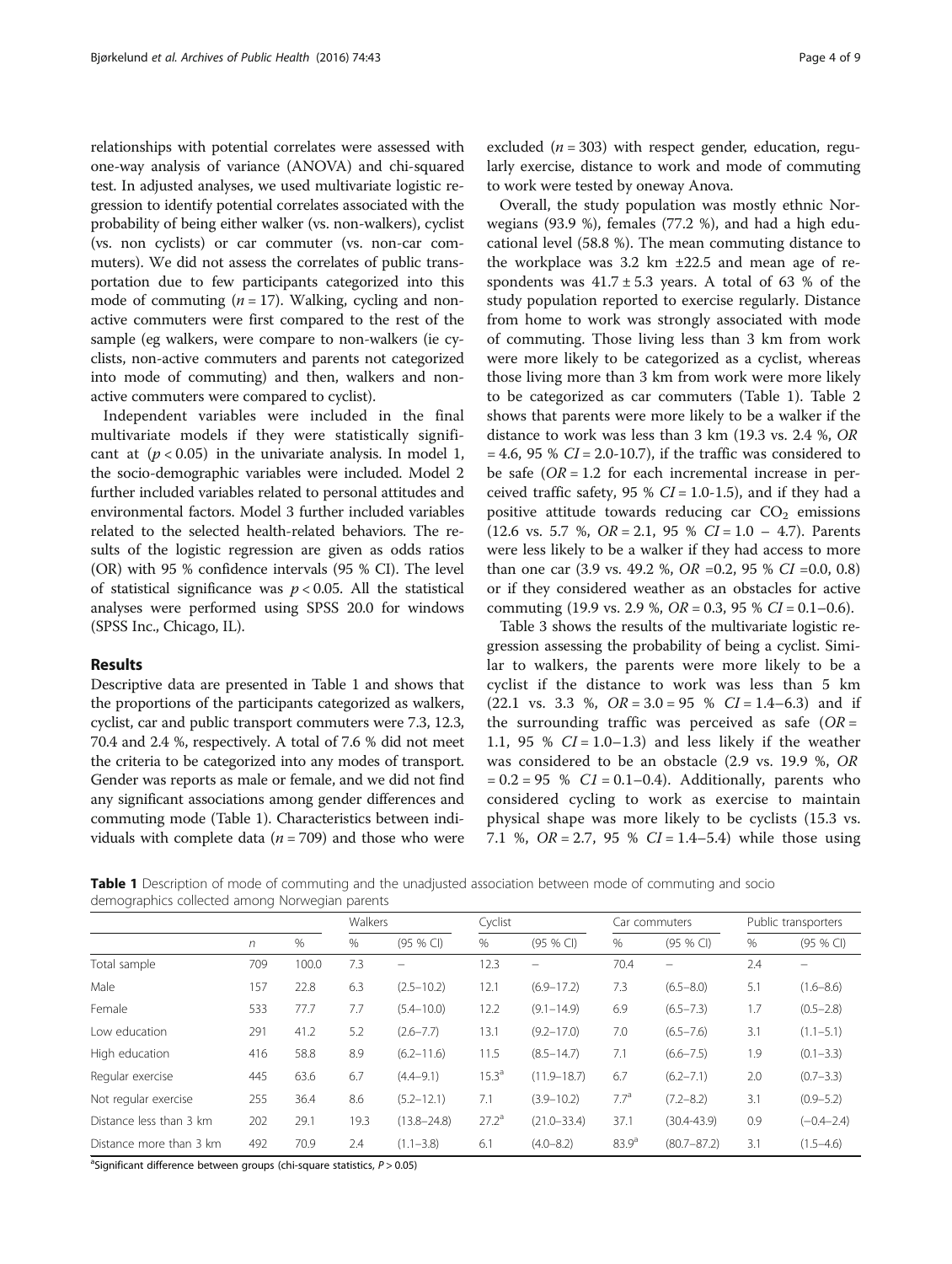relationships with potential correlates were assessed with one-way analysis of variance (ANOVA) and chi-squared test. In adjusted analyses, we used multivariate logistic regression to identify potential correlates associated with the probability of being either walker (vs. non-walkers), cyclist (vs. non cyclists) or car commuter (vs. non-car commuters). We did not assess the correlates of public transportation due to few participants categorized into this mode of commuting ($n = 17$). Walking, cycling and non-active commuters were first compared to the rest of the sample (eg walkers, were compare to non-walkers (ie cyclists, non-active commuters and parents not categorized into mode of commuting) and then, walkers and non-active commuters were compared to cyclist).

Independent variables were included in the final multivariate models if they were statistically significant at ($p < 0.05$) in the univariate analysis. In model 1, the socio-demographic variables were included. Model 2 further included variables related to personal attitudes and environmental factors. Model 3 further included variables related to the selected health-related behaviors. The results of the logistic regression are given as odds ratios (OR) with 95 % confidence intervals (95 % CI). The level of statistical significance was $p < 0.05$. All the statistical analyses were performed using SPSS 20.0 for windows (SPSS Inc., Chicago, IL).

## Results

Descriptive data are presented in Table 1 and shows that the proportions of the participants categorized as walkers, cyclist, car and public transport commuters were 7.3, 12.3, 70.4 and 2.4 %, respectively. A total of 7.6 % did not meet the criteria to be categorized into any modes of transport. Gender was reports as male or female, and we did not find any significant associations among gender differences and commuting mode (Table 1). Characteristics between individuals with complete data ($n = 709$) and those who were excluded ($n = 303$) with respect gender, education, regularly exercise, distance to work and mode of commuting to work were tested by oneway Anova.

Overall, the study population was mostly ethnic Norwegians (93.9 %), females (77.2 %), and had a high educational level (58.8 %). The mean commuting distance to the workplace was 3.2 km ±22.5 and mean age of respondents was 41.7 ± 5.3 years. A total of 63 % of the study population reported to exercise regularly. Distance from home to work was strongly associated with mode of commuting. Those living less than 3 km from work were more likely to be categorized as a cyclist, whereas those living more than 3 km from work were more likely to be categorized as car commuters (Table 1). Table 2 shows that parents were more likely to be a walker if the distance to work was less than 3 km (19.3 vs. 2.4 %, *OR* = 4.6, 95 % *CI* = 2.0-10.7), if the traffic was considered to be safe (*OR* = 1.2 for each incremental increase in perceived traffic safety, 95 % *CI* = 1.0-1.5), and if they had a positive attitude towards reducing car $CO_2$ emissions (12.6 vs. 5.7 %, *OR* = 2.1, 95 % *CI* = 1.0 – 4.7). Parents were less likely to be a walker if they had access to more than one car (3.9 vs. 49.2 %, *OR* =0.2, 95 % *CI* =0.0, 0.8) or if they considered weather as an obstacles for active commuting (19.9 vs. 2.9 %, *OR* = 0.3, 95 % *CI* = 0.1–0.6).

Table 3 shows the results of the multivariate logistic regression assessing the probability of being a cyclist. Similar to walkers, the parents were more likely to be a cyclist if the distance to work was less than 5 km (22.1 vs. 3.3 %, *OR* = 3.0 = 95 % *CI* = 1.4–6.3) and if the surrounding traffic was perceived as safe (*OR* = 1.1, 95 % *CI* = 1.0–1.3) and less likely if the weather was considered to be an obstacle (2.9 vs. 19.9 %, *OR* = 0.2 = 95 % *CI* = 0.1–0.4). Additionally, parents who considered cycling to work as exercise to maintain physical shape was more likely to be cyclists (15.3 vs. 7.1 %, *OR* = 2.7, 95 % *CI* = 1.4–5.4) while those using

**Table 1** Description of mode of commuting and the unadjusted association between mode of commuting and socio demographics collected among Norwegian parents

| | | | Walkers | | Cyclist | | Car commuters | | Public transporters | |
|---|---|---|---|---|---|---|---|---|---|---|
| | *n* | % | % | (95 % CI) | % | (95 % CI) | % | (95 % CI) | % | (95 % CI) |
| Total sample | 709 | 100.0 | 7.3 | – | 12.3 | – | 70.4 | – | 2.4 | – |
| Male | 157 | 22.8 | 6.3 | (2.5–10.2) | 12.1 | (6.9–17.2) | 7.3 | (6.5–8.0) | 5.1 | (1.6–8.6) |
| Female | 533 | 77.7 | 7.7 | (5.4–10.0) | 12.2 | (9.1–14.9) | 6.9 | (6.5–7.3) | 1.7 | (0.5–2.8) |
| Low education | 291 | 41.2 | 5.2 | (2.6–7.7) | 13.1 | (9.2–17.0) | 7.0 | (6.5–7.6) | 3.1 | (1.1–5.1) |
| High education | 416 | 58.8 | 8.9 | (6.2–11.6) | 11.5 | (8.5–14.7) | 7.1 | (6.6–7.5) | 1.9 | (0.1–3.3) |
| Regular exercise | 445 | 63.6 | 6.7 | (4.4–9.1) | 15.3[a] | (11.9–18.7) | 6.7 | (6.2–7.1) | 2.0 | (0.7–3.3) |
| Not regular exercise | 255 | 36.4 | 8.6 | (5.2–12.1) | 7.1 | (3.9–10.2) | 7.7[a] | (7.2–8.2) | 3.1 | (0.9–5.2) |
| Distance less than 3 km | 202 | 29.1 | 19.3 | (13.8–24.8) | 27.2[a] | (21.0–33.4) | 37.1 | (30.4-43.9) | 0.9 | (−0.4–2.4) |
| Distance more than 3 km | 492 | 70.9 | 2.4 | (1.1–3.8) | 6.1 | (4.0–8.2) | 83.9[a] | (80.7–87.2) | 3.1 | (1.5–4.6) |

[a]Significant difference between groups (chi-square statistics, $P > 0.05$)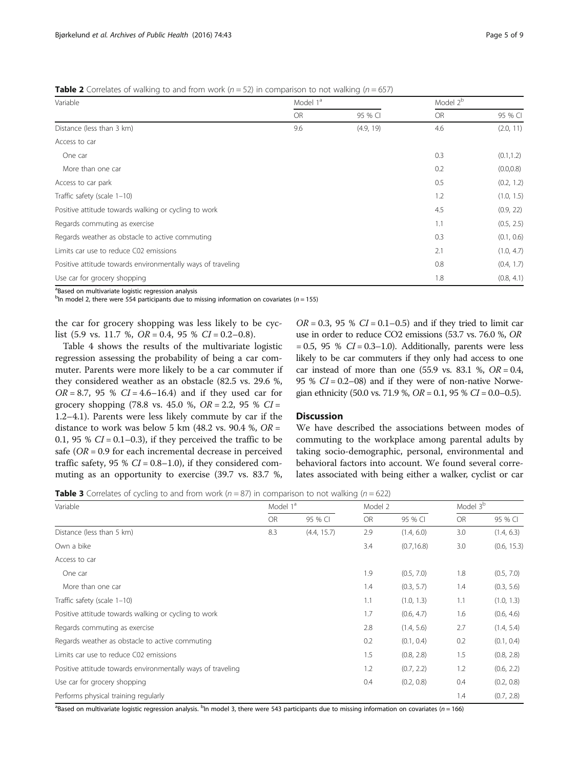**Table 2** Correlates of walking to and from work ($n = 52$) in comparison to not walking ($n = 657$)

| Variable | Model 1[a] | | Model 2[b] | |
|---|---|---|---|---|
| | OR | 95 % CI | OR | 95 % CI |
| Distance (less than 3 km) | 9.6 | (4.9, 19) | 4.6 | (2.0, 11) |
| Access to car | | | | |
| One car | | | 0.3 | (0.1,1.2) |
| More than one car | | | 0.2 | (0.0,0.8) |
| Access to car park | | | 0.5 | (0.2, 1.2) |
| Traffic safety (scale 1–10) | | | 1.2 | (1.0, 1.5) |
| Positive attitude towards walking or cycling to work | | | 4.5 | (0.9, 22) |
| Regards commuting as exercise | | | 1.1 | (0.5, 2.5) |
| Regards weather as obstacle to active commuting | | | 0.3 | (0.1, 0.6) |
| Limits car use to reduce C02 emissions | | | 2.1 | (1.0, 4.7) |
| Positive attitude towards environmentally ways of traveling | | | 0.8 | (0.4, 1.7) |
| Use car for grocery shopping | | | 1.8 | (0.8, 4.1) |

[a]Based on multivariate logistic regression analysis
[b]In model 2, there were 554 participants due to missing information on covariates ($n = 155$)

the car for grocery shopping was less likely to be cyclist (5.9 vs. 11.7 %, $OR = 0.4$, 95 % $CI = 0.2–0.8$).

Table 4 shows the results of the multivariate logistic regression assessing the probability of being a car commuter. Parents were more likely to be a car commuter if they considered weather as an obstacle (82.5 vs. 29.6 %, $OR = 8.7$, 95 % $CI = 4.6–16.4$) and if they used car for grocery shopping (78.8 vs. 45.0 %, $OR = 2.2$, 95 % $CI = 1.2–4.1$). Parents were less likely commute by car if the distance to work was below 5 km (48.2 vs. 90.4 %, $OR = 0.1$, 95 % $CI = 0.1–0.3$), if they perceived the traffic to be safe ($OR = 0.9$ for each incremental decrease in perceived traffic safety, 95 % $CI = 0.8–1.0$), if they considered commuting as an opportunity to exercise (39.7 vs. 83.7 %, $OR = 0.3$, 95 % $CI = 0.1–0.5$) and if they tried to limit car use in order to reduce CO2 emissions (53.7 vs. 76.0 %, $OR = 0.5$, 95 % $CI = 0.3–1.0$). Additionally, parents were less likely to be car commuters if they only had access to one car instead of more than one (55.9 vs. 83.1 %, $OR = 0.4$, 95 % $CI = 0.2–08$) and if they were of non-native Norwegian ethnicity (50.0 vs. 71.9 %, $OR = 0.1$, 95 % $CI = 0.0–0.5$).

## Discussion

We have described the associations between modes of commuting to the workplace among parental adults by taking socio-demographic, personal, environmental and behavioral factors into account. We found several correlates associated with being either a walker, cyclist or car

**Table 3** Correlates of cycling to and from work ($n = 87$) in comparison to not walking ($n = 622$)

| Variable | Model 1[a] | | Model 2 | | Model 3[b] | |
|---|---|---|---|---|---|---|
| | OR | 95 % CI | OR | 95 % CI | OR | 95 % CI |
| Distance (less than 5 km) | 8.3 | (4.4, 15.7) | 2.9 | (1.4, 6.0) | 3.0 | (1.4, 6.3) |
| Own a bike | | | 3.4 | (0.7,16.8) | 3.0 | (0.6, 15.3) |
| Access to car | | | | | | |
| One car | | | 1.9 | (0.5, 7.0) | 1.8 | (0.5, 7.0) |
| More than one car | | | 1.4 | (0.3, 5.7) | 1.4 | (0.3, 5.6) |
| Traffic safety (scale 1–10) | | | 1.1 | (1.0, 1.3) | 1.1 | (1.0, 1.3) |
| Positive attitude towards walking or cycling to work | | | 1.7 | (0.6, 4.7) | 1.6 | (0.6, 4.6) |
| Regards commuting as exercise | | | 2.8 | (1.4, 5.6) | 2.7 | (1.4, 5.4) |
| Regards weather as obstacle to active commuting | | | 0.2 | (0.1, 0.4) | 0.2 | (0.1, 0.4) |
| Limits car use to reduce C02 emissions | | | 1.5 | (0.8, 2.8) | 1.5 | (0.8, 2.8) |
| Positive attitude towards environmentally ways of traveling | | | 1.2 | (0.7, 2.2) | 1.2 | (0.6, 2.2) |
| Use car for grocery shopping | | | 0.4 | (0.2, 0.8) | 0.4 | (0.2, 0.8) |
| Performs physical training regularly | | | | | 1.4 | (0.7, 2.8) |

[a]Based on multivariate logistic regression analysis. [b]In model 3, there were 543 participants due to missing information on covariates ($n = 166$)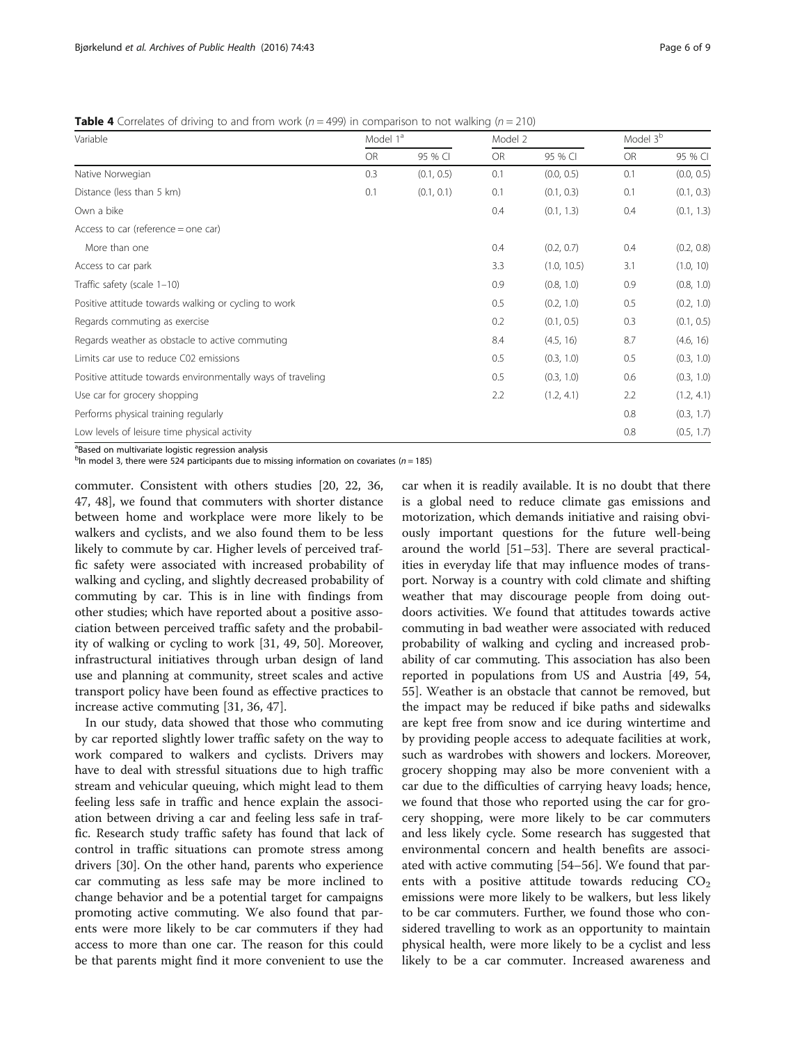**Table 4** Correlates of driving to and from work ($n = 499$) in comparison to not walking ($n = 210$)

| Variable | Model 1[a] | | Model 2 | | Model 3[b] | |
|---|---|---|---|---|---|---|
| | OR | 95 % CI | OR | 95 % CI | OR | 95 % CI |
| Native Norwegian | 0.3 | (0.1, 0.5) | 0.1 | (0.0, 0.5) | 0.1 | (0.0, 0.5) |
| Distance (less than 5 km) | 0.1 | (0.1, 0.1) | 0.1 | (0.1, 0.3) | 0.1 | (0.1, 0.3) |
| Own a bike | | | 0.4 | (0.1, 1.3) | 0.4 | (0.1, 1.3) |
| Access to car (reference = one car) | | | | | | |
| More than one | | | 0.4 | (0.2, 0.7) | 0.4 | (0.2, 0.8) |
| Access to car park | | | 3.3 | (1.0, 10.5) | 3.1 | (1.0, 10) |
| Traffic safety (scale 1–10) | | | 0.9 | (0.8, 1.0) | 0.9 | (0.8, 1.0) |
| Positive attitude towards walking or cycling to work | | | 0.5 | (0.2, 1.0) | 0.5 | (0.2, 1.0) |
| Regards commuting as exercise | | | 0.2 | (0.1, 0.5) | 0.3 | (0.1, 0.5) |
| Regards weather as obstacle to active commuting | | | 8.4 | (4.5, 16) | 8.7 | (4.6, 16) |
| Limits car use to reduce C02 emissions | | | 0.5 | (0.3, 1.0) | 0.5 | (0.3, 1.0) |
| Positive attitude towards environmentally ways of traveling | | | 0.5 | (0.3, 1.0) | 0.6 | (0.3, 1.0) |
| Use car for grocery shopping | | | 2.2 | (1.2, 4.1) | 2.2 | (1.2, 4.1) |
| Performs physical training regularly | | | | | 0.8 | (0.3, 1.7) |
| Low levels of leisure time physical activity | | | | | 0.8 | (0.5, 1.7) |

[a]Based on multivariate logistic regression analysis
[b]In model 3, there were 524 participants due to missing information on covariates ($n = 185$)

commuter. Consistent with others studies [20, 22, 36, 47, 48], we found that commuters with shorter distance between home and workplace were more likely to be walkers and cyclists, and we also found them to be less likely to commute by car. Higher levels of perceived traffic safety were associated with increased probability of walking and cycling, and slightly decreased probability of commuting by car. This is in line with findings from other studies; which have reported about a positive association between perceived traffic safety and the probability of walking or cycling to work [31, 49, 50]. Moreover, infrastructural initiatives through urban design of land use and planning at community, street scales and active transport policy have been found as effective practices to increase active commuting [31, 36, 47].

In our study, data showed that those who commuting by car reported slightly lower traffic safety on the way to work compared to walkers and cyclists. Drivers may have to deal with stressful situations due to high traffic stream and vehicular queuing, which might lead to them feeling less safe in traffic and hence explain the association between driving a car and feeling less safe in traffic. Research study traffic safety has found that lack of control in traffic situations can promote stress among drivers [30]. On the other hand, parents who experience car commuting as less safe may be more inclined to change behavior and be a potential target for campaigns promoting active commuting. We also found that parents were more likely to be car commuters if they had access to more than one car. The reason for this could be that parents might find it more convenient to use the car when it is readily available. It is no doubt that there is a global need to reduce climate gas emissions and motorization, which demands initiative and raising obviously important questions for the future well-being around the world [51–53]. There are several practicalities in everyday life that may influence modes of transport. Norway is a country with cold climate and shifting weather that may discourage people from doing outdoors activities. We found that attitudes towards active commuting in bad weather were associated with reduced probability of walking and cycling and increased probability of car commuting. This association has also been reported in populations from US and Austria [49, 54, 55]. Weather is an obstacle that cannot be removed, but the impact may be reduced if bike paths and sidewalks are kept free from snow and ice during wintertime and by providing people access to adequate facilities at work, such as wardrobes with showers and lockers. Moreover, grocery shopping may also be more convenient with a car due to the difficulties of carrying heavy loads; hence, we found that those who reported using the car for grocery shopping, were more likely to be car commuters and less likely cycle. Some research has suggested that environmental concern and health benefits are associated with active commuting [54–56]. We found that parents with a positive attitude towards reducing $CO_2$ emissions were more likely to be walkers, but less likely to be car commuters. Further, we found those who considered travelling to work as an opportunity to maintain physical health, were more likely to be a cyclist and less likely to be a car commuter. Increased awareness and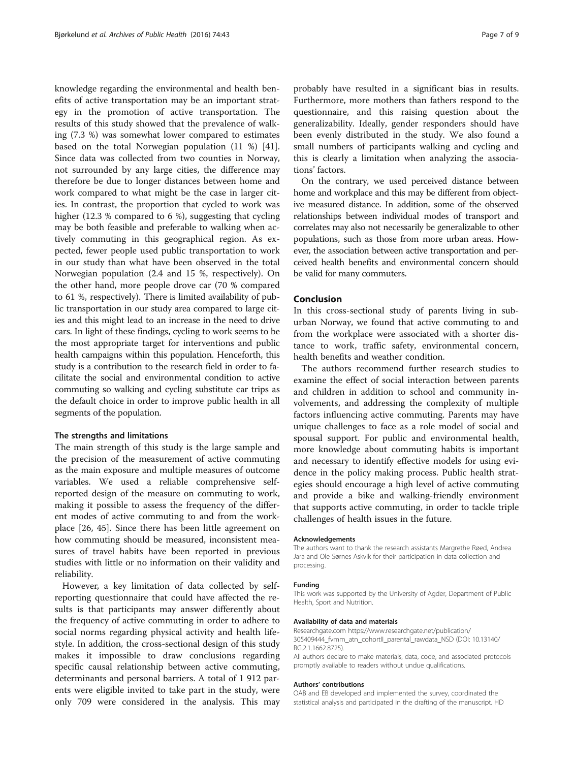knowledge regarding the environmental and health benefits of active transportation may be an important strategy in the promotion of active transportation. The results of this study showed that the prevalence of walking (7.3 %) was somewhat lower compared to estimates based on the total Norwegian population (11 %) [41]. Since data was collected from two counties in Norway, not surrounded by any large cities, the difference may therefore be due to longer distances between home and work compared to what might be the case in larger cities. In contrast, the proportion that cycled to work was higher (12.3 % compared to 6 %), suggesting that cycling may be both feasible and preferable to walking when actively commuting in this geographical region. As expected, fewer people used public transportation to work in our study than what have been observed in the total Norwegian population (2.4 and 15 %, respectively). On the other hand, more people drove car (70 % compared to 61 %, respectively). There is limited availability of public transportation in our study area compared to large cities and this might lead to an increase in the need to drive cars. In light of these findings, cycling to work seems to be the most appropriate target for interventions and public health campaigns within this population. Henceforth, this study is a contribution to the research field in order to facilitate the social and environmental condition to active commuting so walking and cycling substitute car trips as the default choice in order to improve public health in all segments of the population.

### The strengths and limitations

The main strength of this study is the large sample and the precision of the measurement of active commuting as the main exposure and multiple measures of outcome variables. We used a reliable comprehensive self-reported design of the measure on commuting to work, making it possible to assess the frequency of the different modes of active commuting to and from the workplace [26, 45]. Since there has been little agreement on how commuting should be measured, inconsistent measures of travel habits have been reported in previous studies with little or no information on their validity and reliability.

However, a key limitation of data collected by self-reporting questionnaire that could have affected the results is that participants may answer differently about the frequency of active commuting in order to adhere to social norms regarding physical activity and health lifestyle. In addition, the cross-sectional design of this study makes it impossible to draw conclusions regarding specific causal relationship between active commuting, determinants and personal barriers. A total of 1 912 parents were eligible invited to take part in the study, were only 709 were considered in the analysis. This may probably have resulted in a significant bias in results. Furthermore, more mothers than fathers respond to the questionnaire, and this raising question about the generalizability. Ideally, gender responders should have been evenly distributed in the study. We also found a small numbers of participants walking and cycling and this is clearly a limitation when analyzing the associations' factors.

On the contrary, we used perceived distance between home and workplace and this may be different from objective measured distance. In addition, some of the observed relationships between individual modes of transport and correlates may also not necessarily be generalizable to other populations, such as those from more urban areas. However, the association between active transportation and perceived health benefits and environmental concern should be valid for many commuters.

## Conclusion

In this cross-sectional study of parents living in suburban Norway, we found that active commuting to and from the workplace were associated with a shorter distance to work, traffic safety, environmental concern, health benefits and weather condition.

The authors recommend further research studies to examine the effect of social interaction between parents and children in addition to school and community involvements, and addressing the complexity of multiple factors influencing active commuting. Parents may have unique challenges to face as a role model of social and spousal support. For public and environmental health, more knowledge about commuting habits is important and necessary to identify effective models for using evidence in the policy making process. Public health strategies should encourage a high level of active commuting and provide a bike and walking-friendly environment that supports active commuting, in order to tackle triple challenges of health issues in the future.

#### Acknowledgements

The authors want to thank the research assistants Margrethe Røed, Andrea Jara and Ole Sørnes Askvik for their participation in data collection and processing.

#### Funding

This work was supported by the University of Agder, Department of Public Health, Sport and Nutrition.

#### Availability of data and materials

Researchgate.com https://www.researchgate.net/publication/305409444_fvmm_atn_cohortII_parental_rawdata_NSD (DOI: 10.13140/RG.2.1.1662.8725).

All authors declare to make materials, data, code, and associated protocols promptly available to readers without undue qualifications.

#### Authors' contributions

OAB and EB developed and implemented the survey, coordinated the statistical analysis and participated in the drafting of the manuscript. HD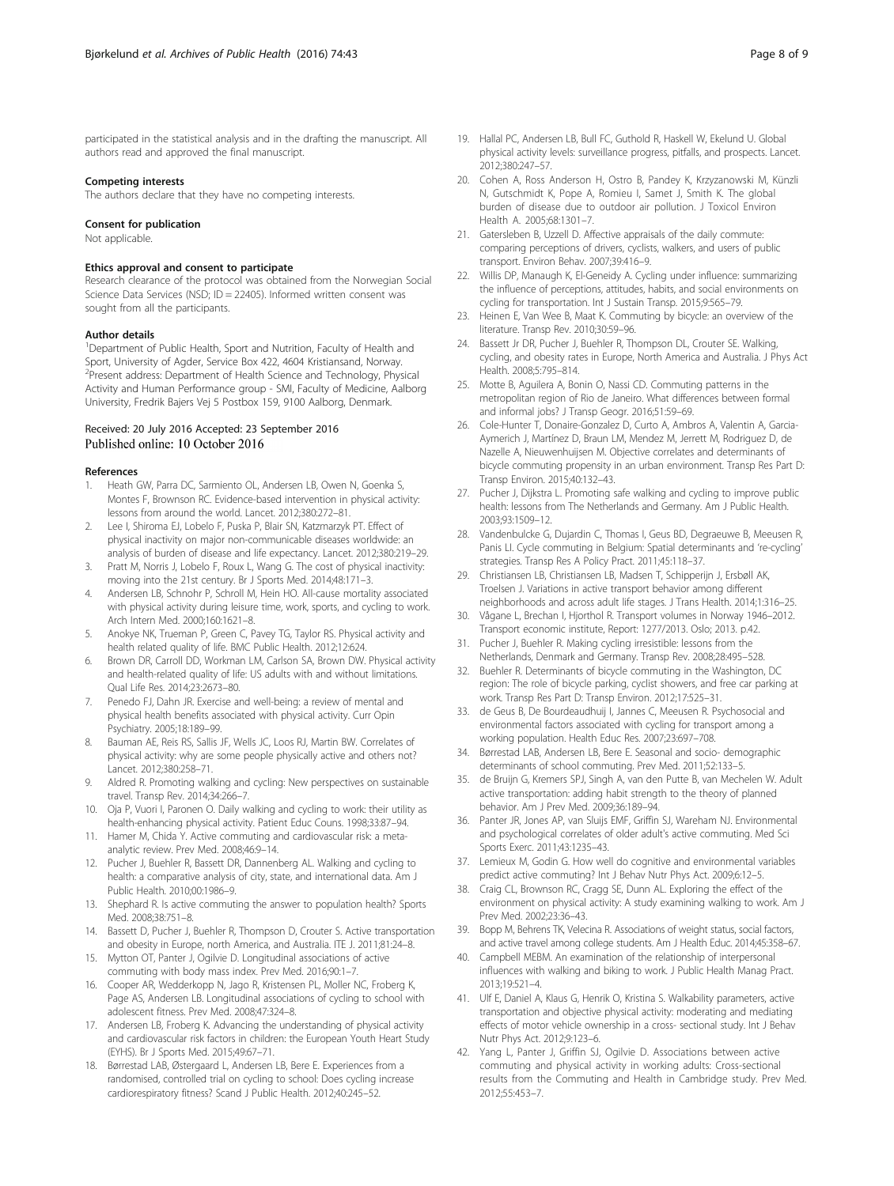participated in the statistical analysis and in the drafting the manuscript. All authors read and approved the final manuscript.

### Competing interests
The authors declare that they have no competing interests.

### Consent for publication
Not applicable.

### Ethics approval and consent to participate
Research clearance of the protocol was obtained from the Norwegian Social Science Data Services (NSD; ID = 22405). Informed written consent was sought from all the participants.

### Author details
[1]Department of Public Health, Sport and Nutrition, Faculty of Health and Sport, University of Agder, Service Box 422, 4604 Kristiansand, Norway. [2]Present address: Department of Health Science and Technology, Physical Activity and Human Performance group - SMI, Faculty of Medicine, Aalborg University, Fredrik Bajers Vej 5 Postbox 159, 9100 Aalborg, Denmark.

Received: 20 July 2016 Accepted: 23 September 2016
Published online: 10 October 2016

### References

1. Heath GW, Parra DC, Sarmiento OL, Andersen LB, Owen N, Goenka S, Montes F, Brownson RC. Evidence-based intervention in physical activity: lessons from around the world. Lancet. 2012;380:272–81.
2. Lee I, Shiroma EJ, Lobelo F, Puska P, Blair SN, Katzmarzyk PT. Effect of physical inactivity on major non-communicable diseases worldwide: an analysis of burden of disease and life expectancy. Lancet. 2012;380:219–29.
3. Pratt M, Norris J, Lobelo F, Roux L, Wang G. The cost of physical inactivity: moving into the 21st century. Br J Sports Med. 2014;48:171–3.
4. Andersen LB, Schnohr P, Schroll M, Hein HO. All-cause mortality associated with physical activity during leisure time, work, sports, and cycling to work. Arch Intern Med. 2000;160:1621–8.
5. Anokye NK, Trueman P, Green C, Pavey TG, Taylor RS. Physical activity and health related quality of life. BMC Public Health. 2012;12:624.
6. Brown DR, Carroll DD, Workman LM, Carlson SA, Brown DW. Physical activity and health-related quality of life: US adults with and without limitations. Qual Life Res. 2014;23:2673–80.
7. Penedo FJ, Dahn JR. Exercise and well-being: a review of mental and physical health benefits associated with physical activity. Curr Opin Psychiatry. 2005;18:189–99.
8. Bauman AE, Reis RS, Sallis JF, Wells JC, Loos RJ, Martin BW. Correlates of physical activity: why are some people physically active and others not? Lancet. 2012;380:258–71.
9. Aldred R. Promoting walking and cycling: New perspectives on sustainable travel. Transp Rev. 2014;34:266–7.
10. Oja P, Vuori I, Paronen O. Daily walking and cycling to work: their utility as health-enhancing physical activity. Patient Educ Couns. 1998;33:87–94.
11. Hamer M, Chida Y. Active commuting and cardiovascular risk: a meta-analytic review. Prev Med. 2008;46:9–14.
12. Pucher J, Buehler R, Bassett DR, Dannenberg AL. Walking and cycling to health: a comparative analysis of city, state, and international data. Am J Public Health. 2010;00:1986–9.
13. Shephard R. Is active commuting the answer to population health? Sports Med. 2008;38:751–8.
14. Bassett D, Pucher J, Buehler R, Thompson D, Crouter S. Active transportation and obesity in Europe, north America, and Australia. ITE J. 2011;81:24–8.
15. Mytton OT, Panter J, Ogilvie D. Longitudinal associations of active commuting with body mass index. Prev Med. 2016;90:1–7.
16. Cooper AR, Wedderkopp N, Jago R, Kristensen PL, Moller NC, Froberg K, Page AS, Andersen LB. Longitudinal associations of cycling to school with adolescent fitness. Prev Med. 2008;47:324–8.
17. Andersen LB, Froberg K. Advancing the understanding of physical activity and cardiovascular risk factors in children: the European Youth Heart Study (EYHS). Br J Sports Med. 2015;49:67–71.
18. Børrestad LAB, Østergaard L, Andersen LB, Bere E. Experiences from a randomised, controlled trial on cycling to school: Does cycling increase cardiorespiratory fitness? Scand J Public Health. 2012;40:245–52.
19. Hallal PC, Andersen LB, Bull FC, Guthold R, Haskell W, Ekelund U. Global physical activity levels: surveillance progress, pitfalls, and prospects. Lancet. 2012;380:247–57.
20. Cohen A, Ross Anderson H, Ostro B, Pandey K, Krzyzanowski M, Künzli N, Gutschmidt K, Pope A, Romieu I, Samet J, Smith K. The global burden of disease due to outdoor air pollution. J Toxicol Environ Health A. 2005;68:1301–7.
21. Gatersleben B, Uzzell D. Affective appraisals of the daily commute: comparing perceptions of drivers, cyclists, walkers, and users of public transport. Environ Behav. 2007;39:416–9.
22. Willis DP, Manaugh K, El-Geneidy A. Cycling under influence: summarizing the influence of perceptions, attitudes, habits, and social environments on cycling for transportation. Int J Sustain Transp. 2015;9:565–79.
23. Heinen E, Van Wee B, Maat K. Commuting by bicycle: an overview of the literature. Transp Rev. 2010;30:59–96.
24. Bassett Jr DR, Pucher J, Buehler R, Thompson DL, Crouter SE. Walking, cycling, and obesity rates in Europe, North America and Australia. J Phys Act Health. 2008;5:795–814.
25. Motte B, Aguilera A, Bonin O, Nassi CD. Commuting patterns in the metropolitan region of Rio de Janeiro. What differences between formal and informal jobs? J Transp Geogr. 2016;51:59–69.
26. Cole-Hunter T, Donaire-Gonzalez D, Curto A, Ambros A, Valentin A, Garcia-Aymerich J, Martínez D, Braun LM, Mendez M, Jerrett M, Rodriguez D, de Nazelle A, Nieuwenhuijsen M. Objective correlates and determinants of bicycle commuting propensity in an urban environment. Transp Res Part D: Transp Environ. 2015;40:132–43.
27. Pucher J, Dijkstra L. Promoting safe walking and cycling to improve public health: lessons from The Netherlands and Germany. Am J Public Health. 2003;93:1509–12.
28. Vandenbulcke G, Dujardin C, Thomas I, Geus BD, Degraeuwe B, Meeusen R, Panis LI. Cycle commuting in Belgium: Spatial determinants and 're-cycling' strategies. Transp Res A Policy Pract. 2011;45:118–37.
29. Christiansen LB, Christiansen LB, Madsen T, Schipperijn J, Ersbøll AK, Troelsen J. Variations in active transport behavior among different neighborhoods and across adult life stages. J Trans Health. 2014;1:316–25.
30. Vågane L, Brechan I, Hjorthol R. Transport volumes in Norway 1946–2012. Transport economic institute, Report: 1277/2013. Oslo; 2013. p.42.
31. Pucher J, Buehler R. Making cycling irresistible: lessons from the Netherlands, Denmark and Germany. Transp Rev. 2008;28:495–528.
32. Buehler R. Determinants of bicycle commuting in the Washington, DC region: The role of bicycle parking, cyclist showers, and free car parking at work. Transp Res Part D: Transp Environ. 2012;17:525–31.
33. de Geus B, De Bourdeaudhuij I, Jannes C, Meeusen R. Psychosocial and environmental factors associated with cycling for transport among a working population. Health Educ Res. 2007;23:697–708.
34. Børrestad LAB, Andersen LB, Bere E. Seasonal and socio- demographic determinants of school commuting. Prev Med. 2011;52:133–5.
35. de Bruijn G, Kremers SPJ, Singh A, van den Putte B, van Mechelen W. Adult active transportation: adding habit strength to the theory of planned behavior. Am J Prev Med. 2009;36:189–94.
36. Panter JR, Jones AP, van Sluijs EMF, Griffin SJ, Wareham NJ. Environmental and psychological correlates of older adult's active commuting. Med Sci Sports Exerc. 2011;43:1235–43.
37. Lemieux M, Godin G. How well do cognitive and environmental variables predict active commuting? Int J Behav Nutr Phys Act. 2009;6:12–5.
38. Craig CL, Brownson RC, Cragg SE, Dunn AL. Exploring the effect of the environment on physical activity: A study examining walking to work. Am J Prev Med. 2002;23:36–43.
39. Bopp M, Behrens TK, Velecina R. Associations of weight status, social factors, and active travel among college students. Am J Health Educ. 2014;45:358–67.
40. Campbell MEBM. An examination of the relationship of interpersonal influences with walking and biking to work. J Public Health Manag Pract. 2013;19:521–4.
41. Ulf E, Daniel A, Klaus G, Henrik O, Kristina S. Walkability parameters, active transportation and objective physical activity: moderating and mediating effects of motor vehicle ownership in a cross- sectional study. Int J Behav Nutr Phys Act. 2012;9:123–6.
42. Yang L, Panter J, Griffin SJ, Ogilvie D. Associations between active commuting and physical activity in working adults: Cross-sectional results from the Commuting and Health in Cambridge study. Prev Med. 2012;55:453–7.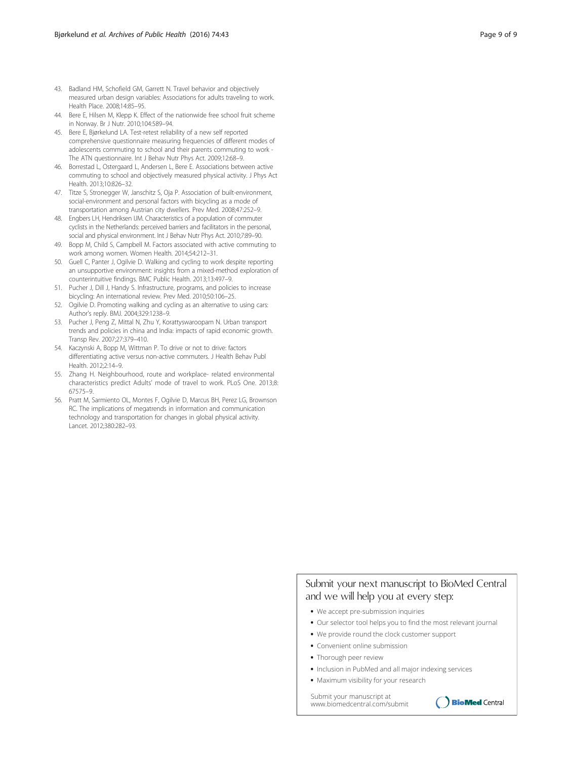43. Badland HM, Schofield GM, Garrett N. Travel behavior and objectively measured urban design variables: Associations for adults traveling to work. Health Place. 2008;14:85–95.
44. Bere E, Hilsen M, Klepp K. Effect of the nationwide free school fruit scheme in Norway. Br J Nutr. 2010;104:589–94.
45. Bere E, Bjørkelund LA. Test-retest reliability of a new self reported comprehensive questionnaire measuring frequencies of different modes of adolescents commuting to school and their parents commuting to work - The ATN questionnaire. Int J Behav Nutr Phys Act. 2009;12:68–9.
46. Borrestad L, Ostergaard L, Andersen L, Bere E. Associations between active commuting to school and objectively measured physical activity. J Phys Act Health. 2013;10:826–32.
47. Titze S, Stronegger W, Janschitz S, Oja P. Association of built-environment, social-environment and personal factors with bicycling as a mode of transportation among Austrian city dwellers. Prev Med. 2008;47:252–9.
48. Engbers LH, Hendriksen IJM. Characteristics of a population of commuter cyclists in the Netherlands: perceived barriers and facilitators in the personal, social and physical environment. Int J Behav Nutr Phys Act. 2010;7:89–90.
49. Bopp M, Child S, Campbell M. Factors associated with active commuting to work among women. Women Health. 2014;54:212–31.
50. Guell C, Panter J, Ogilvie D. Walking and cycling to work despite reporting an unsupportive environment: insights from a mixed-method exploration of counterintuitive findings. BMC Public Health. 2013;13:497–9.
51. Pucher J, Dill J, Handy S. Infrastructure, programs, and policies to increase bicycling: An international review. Prev Med. 2010;50:106–25.
52. Ogilvie D. Promoting walking and cycling as an alternative to using cars: Author's reply. BMJ. 2004;329:1238–9.
53. Pucher J, Peng Z, Mittal N, Zhu Y, Korattyswaroopam N. Urban transport trends and policies in china and India: impacts of rapid economic growth. Transp Rev. 2007;27:379–410.
54. Kaczynski A, Bopp M, Wittman P. To drive or not to drive: factors differentiating active versus non-active commuters. J Health Behav Publ Health. 2012;2:14–9.
55. Zhang H. Neighbourhood, route and workplace- related environmental characteristics predict Adults' mode of travel to work. PLoS One. 2013;8:67575–9.
56. Pratt M, Sarmiento OL, Montes F, Ogilvie D, Marcus BH, Perez LG, Brownson RC. The implications of megatrends in information and communication technology and transportation for changes in global physical activity. Lancet. 2012;380:282–93.

Submit your next manuscript to BioMed Central and we will help you at every step:

- We accept pre-submission inquiries
- Our selector tool helps you to find the most relevant journal
- We provide round the clock customer support
- Convenient online submission
- Thorough peer review
- Inclusion in PubMed and all major indexing services
- Maximum visibility for your research

Submit your manuscript at www.biomedcentral.com/submit

BioMed Central